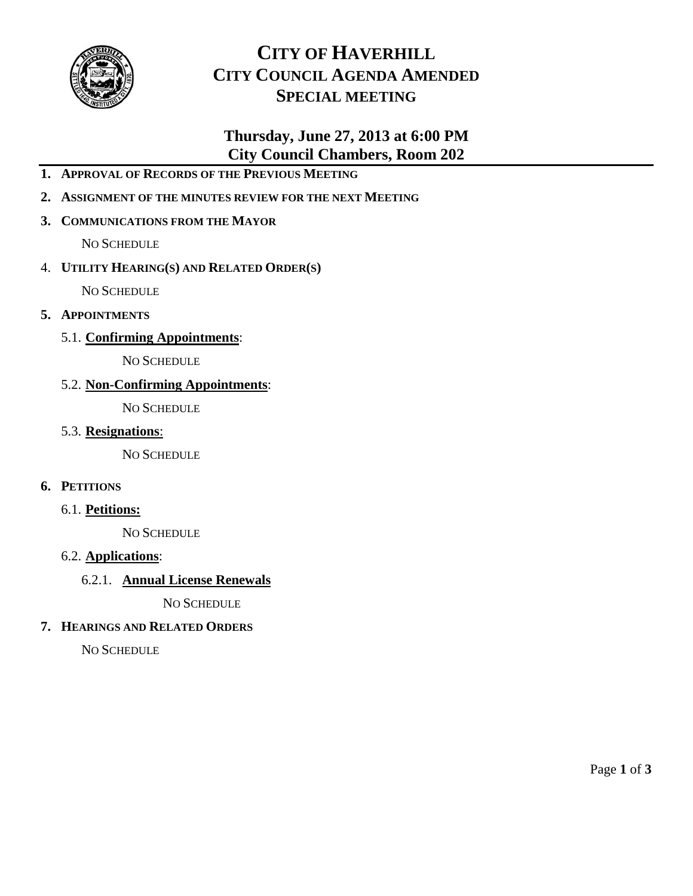# CITY OF HAVERHILL
# CITY COUNCIL AGENDA AMENDED
# SPECIAL MEETING

## Thursday, June 27, 2013 at 6:00 PM
## City Council Chambers, Room 202

1. **APPROVAL OF RECORDS OF THE PREVIOUS MEETING**
2. **ASSIGNMENT OF THE MINUTES REVIEW FOR THE NEXT MEETING**
3. **COMMUNICATIONS FROM THE MAYOR**

   NO SCHEDULE

4. **UTILITY HEARING(S) AND RELATED ORDER(S)**

   NO SCHEDULE

5. **APPOINTMENTS**

   5.1. **Confirming Appointments**:

   NO SCHEDULE

   5.2. **Non-Confirming Appointments**:

   NO SCHEDULE

   5.3. **Resignations**:

   NO SCHEDULE

6. **PETITIONS**

   6.1. **Petitions:**

   NO SCHEDULE

   6.2. **Applications**:

   6.2.1. **Annual License Renewals**

   NO SCHEDULE

7. **HEARINGS AND RELATED ORDERS**

   NO SCHEDULE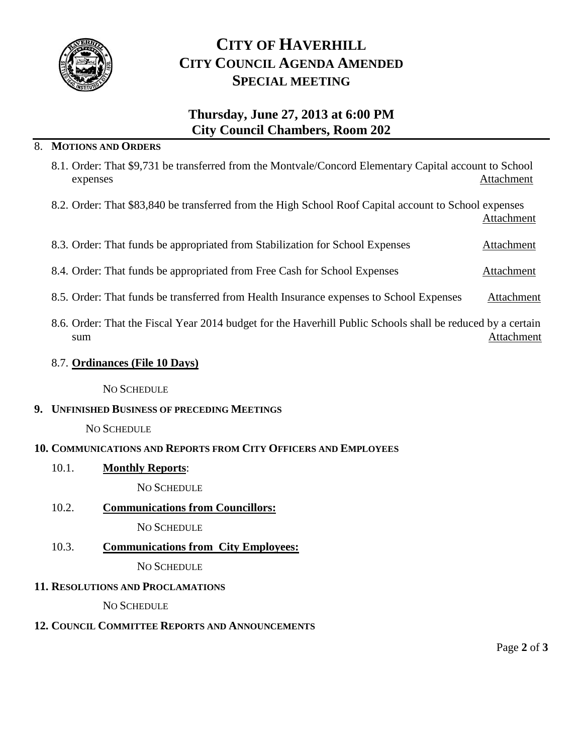# CITY OF HAVERHILL
# CITY COUNCIL AGENDA AMENDED
# SPECIAL MEETING

## Thursday, June 27, 2013 at 6:00 PM
## City Council Chambers, Room 202

8. **MOTIONS AND ORDERS**

   8.1. Order: That $9,731 be transferred from the Montvale/Concord Elementary Capital account to School expenses Attachment

   8.2. Order: That $83,840 be transferred from the High School Roof Capital account to School expenses Attachment

   8.3. Order: That funds be appropriated from Stabilization for School Expenses Attachment

   8.4. Order: That funds be appropriated from Free Cash for School Expenses Attachment

   8.5. Order: That funds be transferred from Health Insurance expenses to School Expenses Attachment

   8.6. Order: That the Fiscal Year 2014 budget for the Haverhill Public Schools shall be reduced by a certain sum Attachment

   8.7. **Ordinances (File 10 Days)**

   NO SCHEDULE

**9. UNFINISHED BUSINESS OF PRECEDING MEETINGS**

   NO SCHEDULE

**10. COMMUNICATIONS AND REPORTS FROM CITY OFFICERS AND EMPLOYEES**

   10.1. **Monthly Reports**:

   NO SCHEDULE

   10.2. **Communications from Councillors:**

   NO SCHEDULE

   10.3. **Communications from City Employees:**

   NO SCHEDULE

**11. RESOLUTIONS AND PROCLAMATIONS**

   NO SCHEDULE

**12. COUNCIL COMMITTEE REPORTS AND ANNOUNCEMENTS**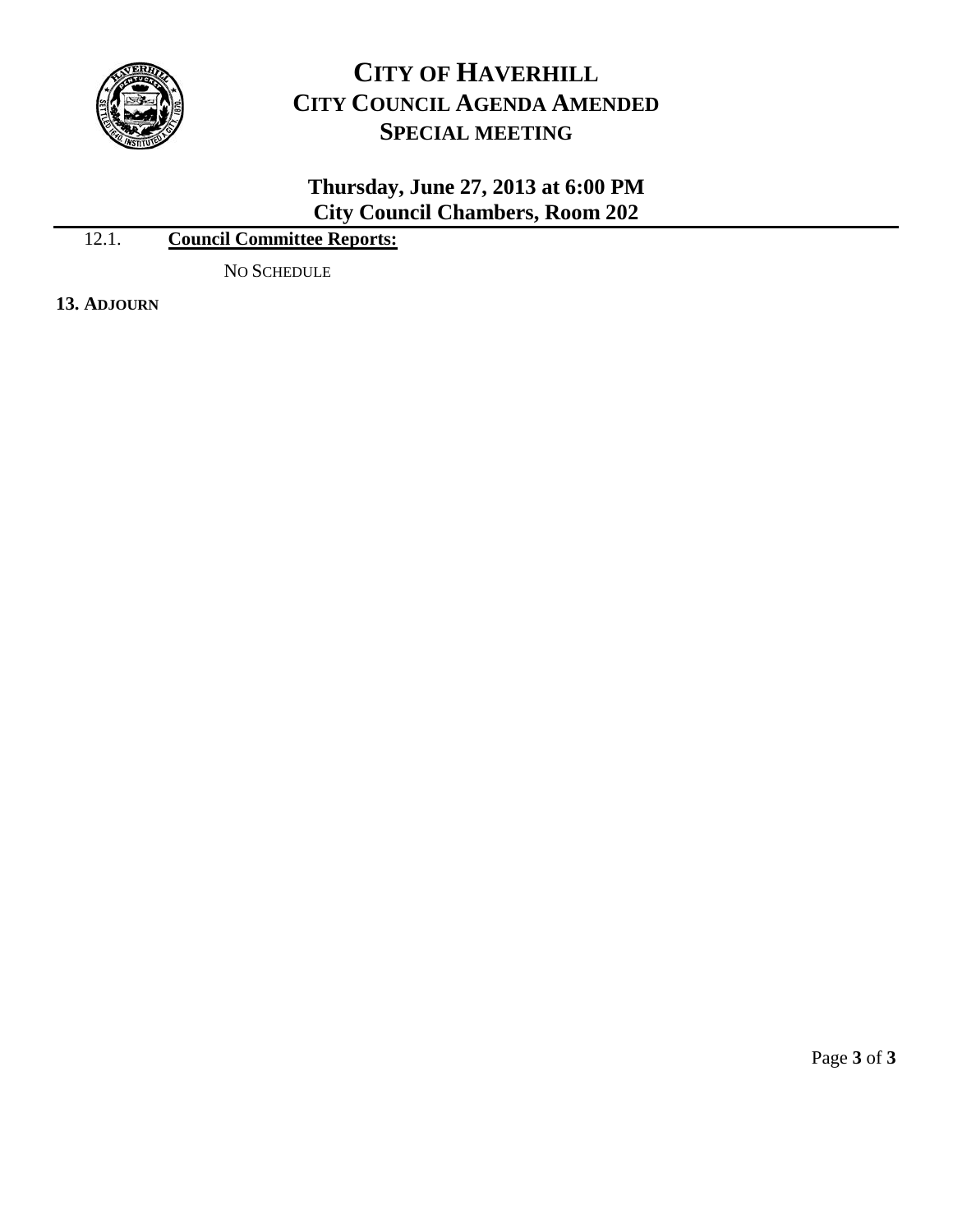# CITY OF HAVERHILL
## CITY COUNCIL AGENDA AMENDED
## SPECIAL MEETING

**Thursday, June 27, 2013 at 6:00 PM**
**City Council Chambers, Room 202**

12.1. **Council Committee Reports:**

NO SCHEDULE

**13. ADJOURN**